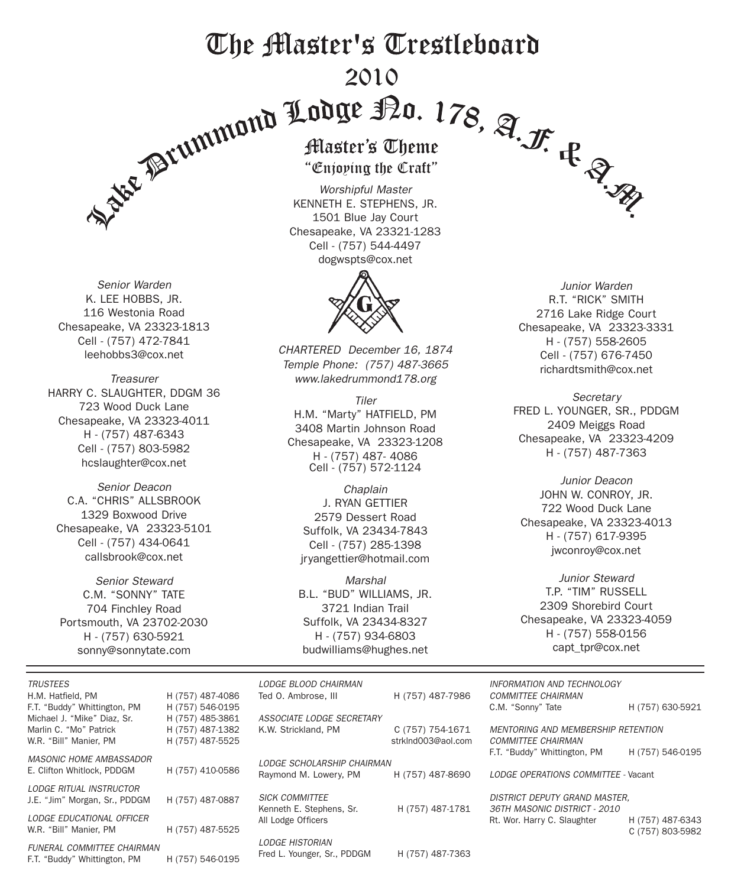# The Master's Trestleboard

## 2010

## Lake Drummond Lodge No. 178, A.F. & A.M.

### Master's Theme

"Enjoying the Craft"

*Worshipful Master*
KENNETH E. STEPHENS, JR.
1501 Blue Jay Court
Chesapeake, VA 23321-1283
Cell - (757) 544-4497
dogwspts@cox.net

*CHARTERED December 16, 1874*
*Temple Phone: (757) 487-3665*
*www.lakedrummond178.org*

*Senior Warden*
K. LEE HOBBS, JR.
116 Westonia Road
Chesapeake, VA 23323-1813
Cell - (757) 472-7841
leehobbs3@cox.net

*Junior Warden*
R.T. "RICK" SMITH
2716 Lake Ridge Court
Chesapeake, VA 23323-3331
H - (757) 558-2605
Cell - (757) 676-7450
richardtsmith@cox.net

*Treasurer*
HARRY C. SLAUGHTER, DDGM 36
723 Wood Duck Lane
Chesapeake, VA 23323-4011
H - (757) 487-6343
Cell - (757) 803-5982
hcslaughter@cox.net

*Tiler*
H.M. "Marty" HATFIELD, PM
3408 Martin Johnson Road
Chesapeake, VA 23323-1208
H - (757) 487- 4086
Cell - (757) 572-1124

*Secretary*
FRED L. YOUNGER, SR., PDDGM
2409 Meiggs Road
Chesapeake, VA 23323-4209
H - (757) 487-7363

*Senior Deacon*
C.A. "CHRIS" ALLSBROOK
1329 Boxwood Drive
Chesapeake, VA 23323-5101
Cell - (757) 434-0641
callsbrook@cox.net

*Chaplain*
J. RYAN GETTIER
2579 Dessert Road
Suffolk, VA 23434-7843
Cell - (757) 285-1398
jryangettier@hotmail.com

*Junior Deacon*
JOHN W. CONROY, JR.
722 Wood Duck Lane
Chesapeake, VA 23323-4013
H - (757) 617-9395
jwconroy@cox.net

*Senior Steward*
C.M. "SONNY" TATE
704 Finchley Road
Portsmouth, VA 23702-2030
H - (757) 630-5921
sonny@sonnytate.com

*Marshal*
B.L. "BUD" WILLIAMS, JR.
3721 Indian Trail
Suffolk, VA 23434-8327
H - (757) 934-6803
budwilliams@hughes.net

*Junior Steward*
T.P. "TIM" RUSSELL
2309 Shorebird Court
Chesapeake, VA 23323-4059
H - (757) 558-0156
capt_tpr@cox.net

---

*TRUSTEES*
H.M. Hatfield, PM — H (757) 487-4086
F.T. "Buddy" Whittington, PM — H (757) 546-0195
Michael J. "Mike" Diaz, Sr. — H (757) 485-3861
Marlin C. "Mo" Patrick — H (757) 487-1382
W.R. "Bill" Manier, PM — H (757) 487-5525

*MASONIC HOME AMBASSADOR*
E. Clifton Whitlock, PDDGM — H (757) 410-0586

*LODGE RITUAL INSTRUCTOR*
J.E. "Jim" Morgan, Sr., PDDGM — H (757) 487-0887

*LODGE EDUCATIONAL OFFICER*
W.R. "Bill" Manier, PM — H (757) 487-5525

*FUNERAL COMMITTEE CHAIRMAN*
F.T. "Buddy" Whittington, PM — H (757) 546-0195

*LODGE BLOOD CHAIRMAN*
Ted O. Ambrose, III — H (757) 487-7986

*ASSOCIATE LODGE SECRETARY*
K.W. Strickland, PM — C (757) 754-1671, strklnd003@aol.com

*LODGE SCHOLARSHIP CHAIRMAN*
Raymond M. Lowery, PM — H (757) 487-8690

*SICK COMMITTEE*
Kenneth E. Stephens, Sr. — H (757) 487-1781
All Lodge Officers

*LODGE HISTORIAN*
Fred L. Younger, Sr., PDDGM — H (757) 487-7363

*INFORMATION AND TECHNOLOGY COMMITTEE CHAIRMAN*
C.M. "Sonny" Tate — H (757) 630-5921

*MENTORING AND MEMBERSHIP RETENTION COMMITTEE CHAIRMAN*
F.T. "Buddy" Whittington, PM — H (757) 546-0195

*LODGE OPERATIONS COMMITTEE* - Vacant

*DISTRICT DEPUTY GRAND MASTER, 36TH MASONIC DISTRICT - 2010*
Rt. Wor. Harry C. Slaughter — H (757) 487-6343, C (757) 803-5982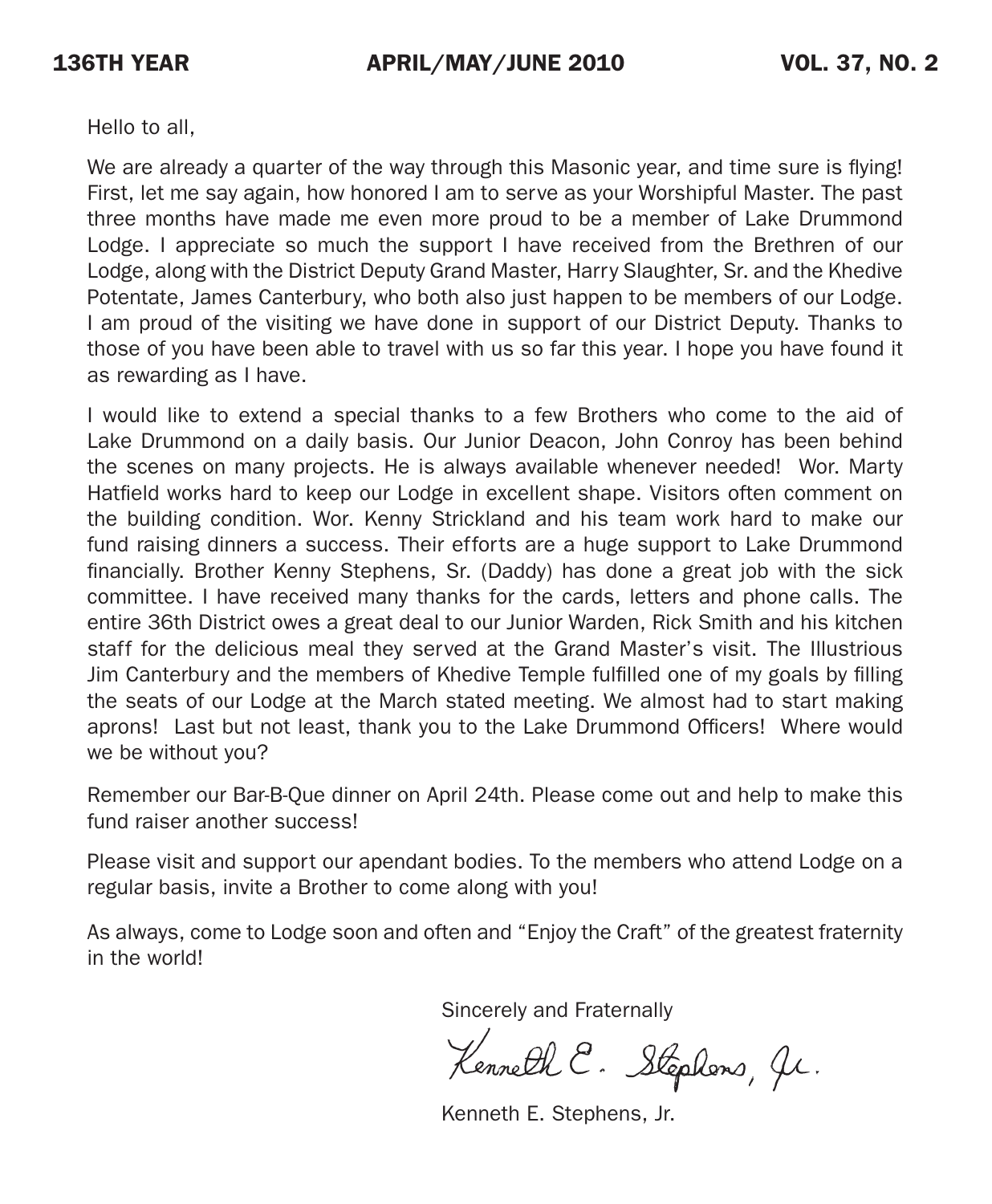Hello to all,

We are already a quarter of the way through this Masonic year, and time sure is flying! First, let me say again, how honored I am to serve as your Worshipful Master. The past three months have made me even more proud to be a member of Lake Drummond Lodge. I appreciate so much the support I have received from the Brethren of our Lodge, along with the District Deputy Grand Master, Harry Slaughter, Sr. and the Khedive Potentate, James Canterbury, who both also just happen to be members of our Lodge. I am proud of the visiting we have done in support of our District Deputy. Thanks to those of you have been able to travel with us so far this year. I hope you have found it as rewarding as I have.

I would like to extend a special thanks to a few Brothers who come to the aid of Lake Drummond on a daily basis. Our Junior Deacon, John Conroy has been behind the scenes on many projects. He is always available whenever needed! Wor. Marty Hatfield works hard to keep our Lodge in excellent shape. Visitors often comment on the building condition. Wor. Kenny Strickland and his team work hard to make our fund raising dinners a success. Their efforts are a huge support to Lake Drummond financially. Brother Kenny Stephens, Sr. (Daddy) has done a great job with the sick committee. I have received many thanks for the cards, letters and phone calls. The entire 36th District owes a great deal to our Junior Warden, Rick Smith and his kitchen staff for the delicious meal they served at the Grand Master's visit. The Illustrious Jim Canterbury and the members of Khedive Temple fulfilled one of my goals by filling the seats of our Lodge at the March stated meeting. We almost had to start making aprons! Last but not least, thank you to the Lake Drummond Officers! Where would we be without you?

Remember our Bar-B-Que dinner on April 24th. Please come out and help to make this fund raiser another success!

Please visit and support our apendant bodies. To the members who attend Lodge on a regular basis, invite a Brother to come along with you!

As always, come to Lodge soon and often and "Enjoy the Craft" of the greatest fraternity in the world!

Sincerely and Fraternally

Kenneth E. Stephens, Jr.

Kenneth E. Stephens, Jr.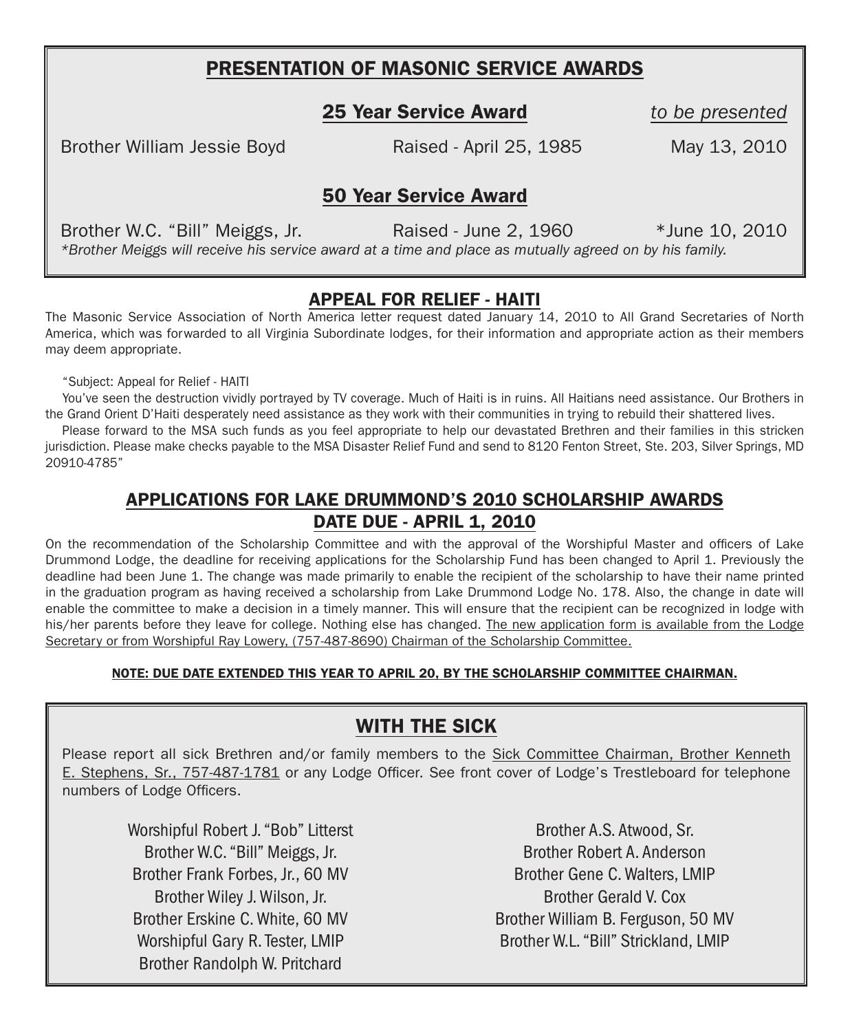## PRESENTATION OF MASONIC SERVICE AWARDS

### 25 Year Service Award

| | | *to be presented* |
|---|---|---|
| Brother William Jessie Boyd | Raised - April 25, 1985 | May 13, 2010 |

### 50 Year Service Award

| | | |
|---|---|---|
| Brother W.C. "Bill" Meiggs, Jr. | Raised - June 2, 1960 | *June 10, 2010 |

*\*Brother Meiggs will receive his service award at a time and place as mutually agreed on by his family.*

## APPEAL FOR RELIEF - HAITI

The Masonic Service Association of North America letter request dated January 14, 2010 to All Grand Secretaries of North America, which was forwarded to all Virginia Subordinate lodges, for their information and appropriate action as their members may deem appropriate.

"Subject: Appeal for Relief - HAITI

You've seen the destruction vividly portrayed by TV coverage. Much of Haiti is in ruins. All Haitians need assistance. Our Brothers in the Grand Orient D'Haiti desperately need assistance as they work with their communities in trying to rebuild their shattered lives.

Please forward to the MSA such funds as you feel appropriate to help our devastated Brethren and their families in this stricken jurisdiction. Please make checks payable to the MSA Disaster Relief Fund and send to 8120 Fenton Street, Ste. 203, Silver Springs, MD 20910-4785"

## APPLICATIONS FOR LAKE DRUMMOND'S 2010 SCHOLARSHIP AWARDS DATE DUE - APRIL 1, 2010

On the recommendation of the Scholarship Committee and with the approval of the Worshipful Master and officers of Lake Drummond Lodge, the deadline for receiving applications for the Scholarship Fund has been changed to April 1. Previously the deadline had been June 1. The change was made primarily to enable the recipient of the scholarship to have their name printed in the graduation program as having received a scholarship from Lake Drummond Lodge No. 178. Also, the change in date will enable the committee to make a decision in a timely manner. This will ensure that the recipient can be recognized in lodge with his/her parents before they leave for college. Nothing else has changed. The new application form is available from the Lodge Secretary or from Worshipful Ray Lowery, (757-487-8690) Chairman of the Scholarship Committee.

**NOTE: DUE DATE EXTENDED THIS YEAR TO APRIL 20, BY THE SCHOLARSHIP COMMITTEE CHAIRMAN.**

## WITH THE SICK

Please report all sick Brethren and/or family members to the Sick Committee Chairman, Brother Kenneth E. Stephens, Sr., 757-487-1781 or any Lodge Officer. See front cover of Lodge's Trestleboard for telephone numbers of Lodge Officers.

- Worshipful Robert J. "Bob" Litterst
- Brother W.C. "Bill" Meiggs, Jr.
- Brother Frank Forbes, Jr., 60 MV
- Brother Wiley J. Wilson, Jr.
- Brother Erskine C. White, 60 MV
- Worshipful Gary R. Tester, LMIP
- Brother Randolph W. Pritchard
- Brother A.S. Atwood, Sr.
- Brother Robert A. Anderson
- Brother Gene C. Walters, LMIP
- Brother Gerald V. Cox
- Brother William B. Ferguson, 50 MV
- Brother W.L. "Bill" Strickland, LMIP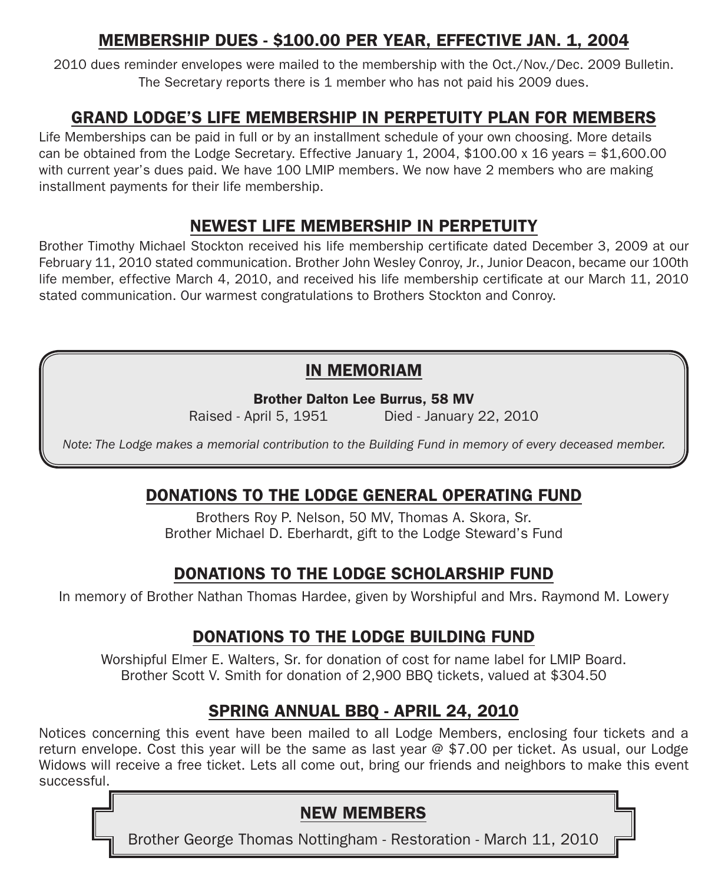## MEMBERSHIP DUES - $100.00 PER YEAR, EFFECTIVE JAN. 1, 2004

2010 dues reminder envelopes were mailed to the membership with the Oct./Nov./Dec. 2009 Bulletin. The Secretary reports there is 1 member who has not paid his 2009 dues.

## GRAND LODGE'S LIFE MEMBERSHIP IN PERPETUITY PLAN FOR MEMBERS

Life Memberships can be paid in full or by an installment schedule of your own choosing. More details can be obtained from the Lodge Secretary. Effective January 1, 2004, $100.00 x 16 years = $1,600.00 with current year's dues paid. We have 100 LMIP members. We now have 2 members who are making installment payments for their life membership.

## NEWEST LIFE MEMBERSHIP IN PERPETUITY

Brother Timothy Michael Stockton received his life membership certificate dated December 3, 2009 at our February 11, 2010 stated communication. Brother John Wesley Conroy, Jr., Junior Deacon, became our 100th life member, effective March 4, 2010, and received his life membership certificate at our March 11, 2010 stated communication. Our warmest congratulations to Brothers Stockton and Conroy.

## IN MEMORIAM

**Brother Dalton Lee Burrus, 58 MV**

Raised - April 5, 1951 Died - January 22, 2010

*Note: The Lodge makes a memorial contribution to the Building Fund in memory of every deceased member.*

## DONATIONS TO THE LODGE GENERAL OPERATING FUND

Brothers Roy P. Nelson, 50 MV, Thomas A. Skora, Sr.
Brother Michael D. Eberhardt, gift to the Lodge Steward's Fund

## DONATIONS TO THE LODGE SCHOLARSHIP FUND

In memory of Brother Nathan Thomas Hardee, given by Worshipful and Mrs. Raymond M. Lowery

## DONATIONS TO THE LODGE BUILDING FUND

Worshipful Elmer E. Walters, Sr. for donation of cost for name label for LMIP Board.
Brother Scott V. Smith for donation of 2,900 BBQ tickets, valued at $304.50

## SPRING ANNUAL BBQ - APRIL 24, 2010

Notices concerning this event have been mailed to all Lodge Members, enclosing four tickets and a return envelope. Cost this year will be the same as last year @ $7.00 per ticket. As usual, our Lodge Widows will receive a free ticket. Lets all come out, bring our friends and neighbors to make this event successful.

## NEW MEMBERS

Brother George Thomas Nottingham - Restoration - March 11, 2010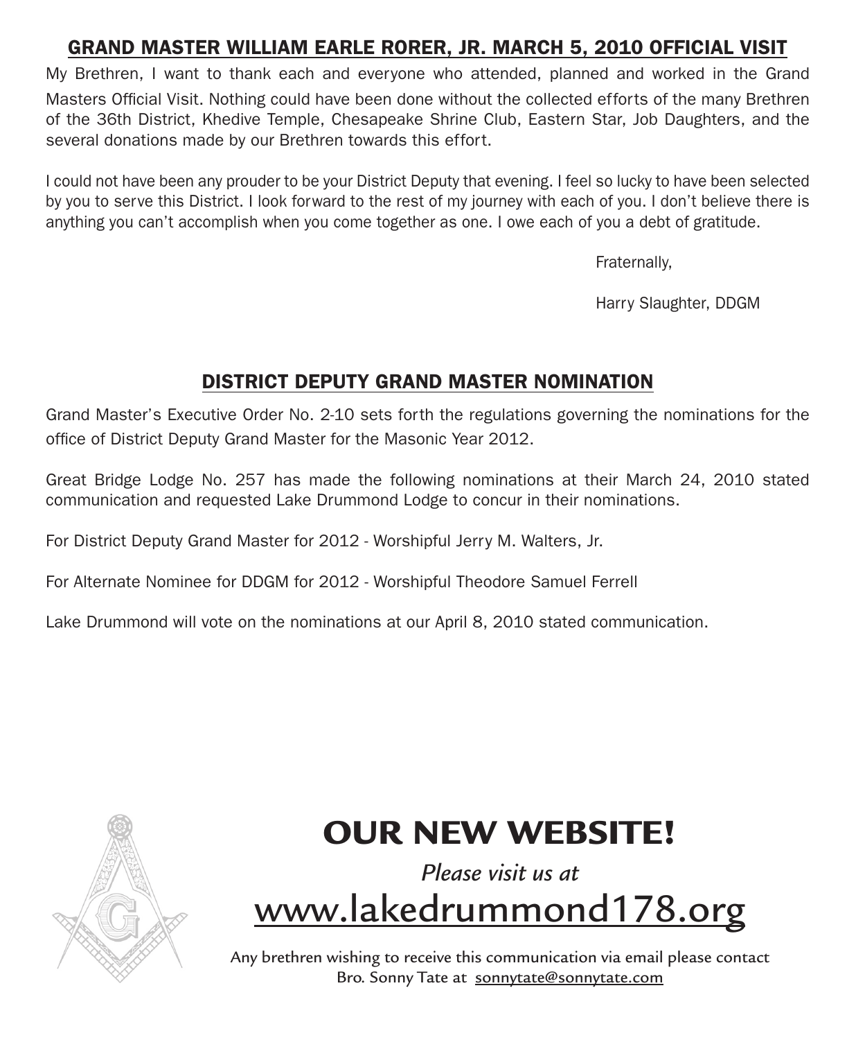## GRAND MASTER WILLIAM EARLE RORER, JR. MARCH 5, 2010 OFFICIAL VISIT

My Brethren, I want to thank each and everyone who attended, planned and worked in the Grand Masters Official Visit. Nothing could have been done without the collected efforts of the many Brethren of the 36th District, Khedive Temple, Chesapeake Shrine Club, Eastern Star, Job Daughters, and the several donations made by our Brethren towards this effort.

I could not have been any prouder to be your District Deputy that evening. I feel so lucky to have been selected by you to serve this District. I look forward to the rest of my journey with each of you. I don't believe there is anything you can't accomplish when you come together as one. I owe each of you a debt of gratitude.

Fraternally,

Harry Slaughter, DDGM

## DISTRICT DEPUTY GRAND MASTER NOMINATION

Grand Master's Executive Order No. 2-10 sets forth the regulations governing the nominations for the office of District Deputy Grand Master for the Masonic Year 2012.

Great Bridge Lodge No. 257 has made the following nominations at their March 24, 2010 stated communication and requested Lake Drummond Lodge to concur in their nominations.

For District Deputy Grand Master for 2012 - Worshipful Jerry M. Walters, Jr.

For Alternate Nominee for DDGM for 2012 - Worshipful Theodore Samuel Ferrell

Lake Drummond will vote on the nominations at our April 8, 2010 stated communication.

# OUR NEW WEBSITE!

*Please visit us at*

www.lakedrummond178.org

Any brethren wishing to receive this communication via email please contact Bro. Sonny Tate at sonnytate@sonnytate.com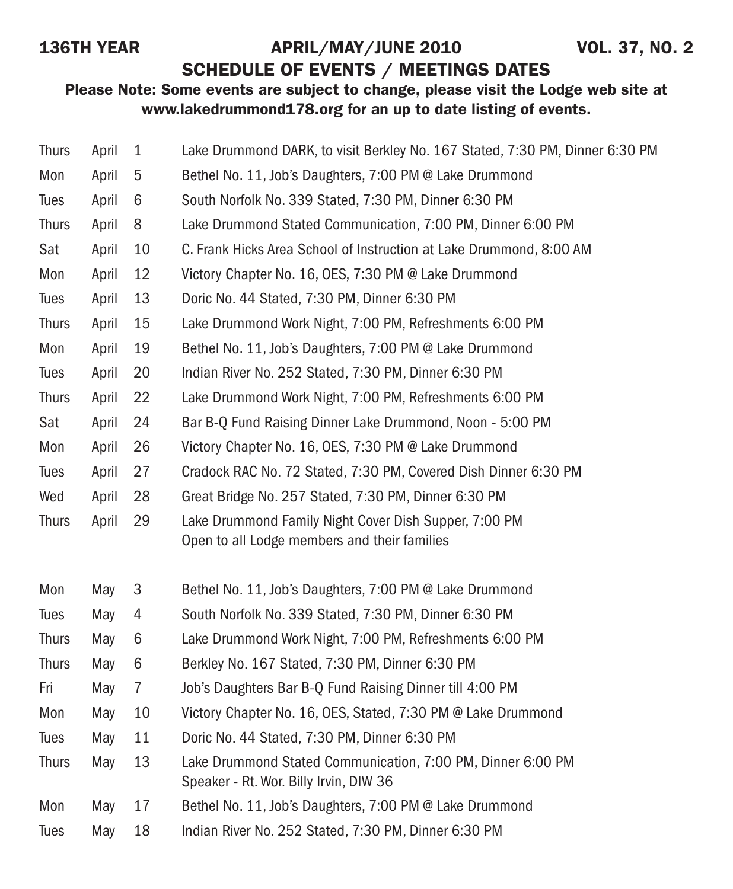136TH YEAR — APRIL/MAY/JUNE 2010 — VOL. 37, NO. 2

## SCHEDULE OF EVENTS / MEETINGS DATES

**Please Note: Some events are subject to change, please visit the Lodge web site at www.lakedrummond178.org for an up to date listing of events.**

| | | | |
|---|---|---|---|
| Thurs | April | 1 | Lake Drummond DARK, to visit Berkley No. 167 Stated, 7:30 PM, Dinner 6:30 PM |
| Mon | April | 5 | Bethel No. 11, Job's Daughters, 7:00 PM @ Lake Drummond |
| Tues | April | 6 | South Norfolk No. 339 Stated, 7:30 PM, Dinner 6:30 PM |
| Thurs | April | 8 | Lake Drummond Stated Communication, 7:00 PM, Dinner 6:00 PM |
| Sat | April | 10 | C. Frank Hicks Area School of Instruction at Lake Drummond, 8:00 AM |
| Mon | April | 12 | Victory Chapter No. 16, OES, 7:30 PM @ Lake Drummond |
| Tues | April | 13 | Doric No. 44 Stated, 7:30 PM, Dinner 6:30 PM |
| Thurs | April | 15 | Lake Drummond Work Night, 7:00 PM, Refreshments 6:00 PM |
| Mon | April | 19 | Bethel No. 11, Job's Daughters, 7:00 PM @ Lake Drummond |
| Tues | April | 20 | Indian River No. 252 Stated, 7:30 PM, Dinner 6:30 PM |
| Thurs | April | 22 | Lake Drummond Work Night, 7:00 PM, Refreshments 6:00 PM |
| Sat | April | 24 | Bar B-Q Fund Raising Dinner Lake Drummond, Noon - 5:00 PM |
| Mon | April | 26 | Victory Chapter No. 16, OES, 7:30 PM @ Lake Drummond |
| Tues | April | 27 | Cradock RAC No. 72 Stated, 7:30 PM, Covered Dish Dinner 6:30 PM |
| Wed | April | 28 | Great Bridge No. 257 Stated, 7:30 PM, Dinner 6:30 PM |
| Thurs | April | 29 | Lake Drummond Family Night Cover Dish Supper, 7:00 PM<br>Open to all Lodge members and their families |
| Mon | May | 3 | Bethel No. 11, Job's Daughters, 7:00 PM @ Lake Drummond |
| Tues | May | 4 | South Norfolk No. 339 Stated, 7:30 PM, Dinner 6:30 PM |
| Thurs | May | 6 | Lake Drummond Work Night, 7:00 PM, Refreshments 6:00 PM |
| Thurs | May | 6 | Berkley No. 167 Stated, 7:30 PM, Dinner 6:30 PM |
| Fri | May | 7 | Job's Daughters Bar B-Q Fund Raising Dinner till 4:00 PM |
| Mon | May | 10 | Victory Chapter No. 16, OES, Stated, 7:30 PM @ Lake Drummond |
| Tues | May | 11 | Doric No. 44 Stated, 7:30 PM, Dinner 6:30 PM |
| Thurs | May | 13 | Lake Drummond Stated Communication, 7:00 PM, Dinner 6:00 PM<br>Speaker - Rt. Wor. Billy Irvin, DIW 36 |
| Mon | May | 17 | Bethel No. 11, Job's Daughters, 7:00 PM @ Lake Drummond |
| Tues | May | 18 | Indian River No. 252 Stated, 7:30 PM, Dinner 6:30 PM |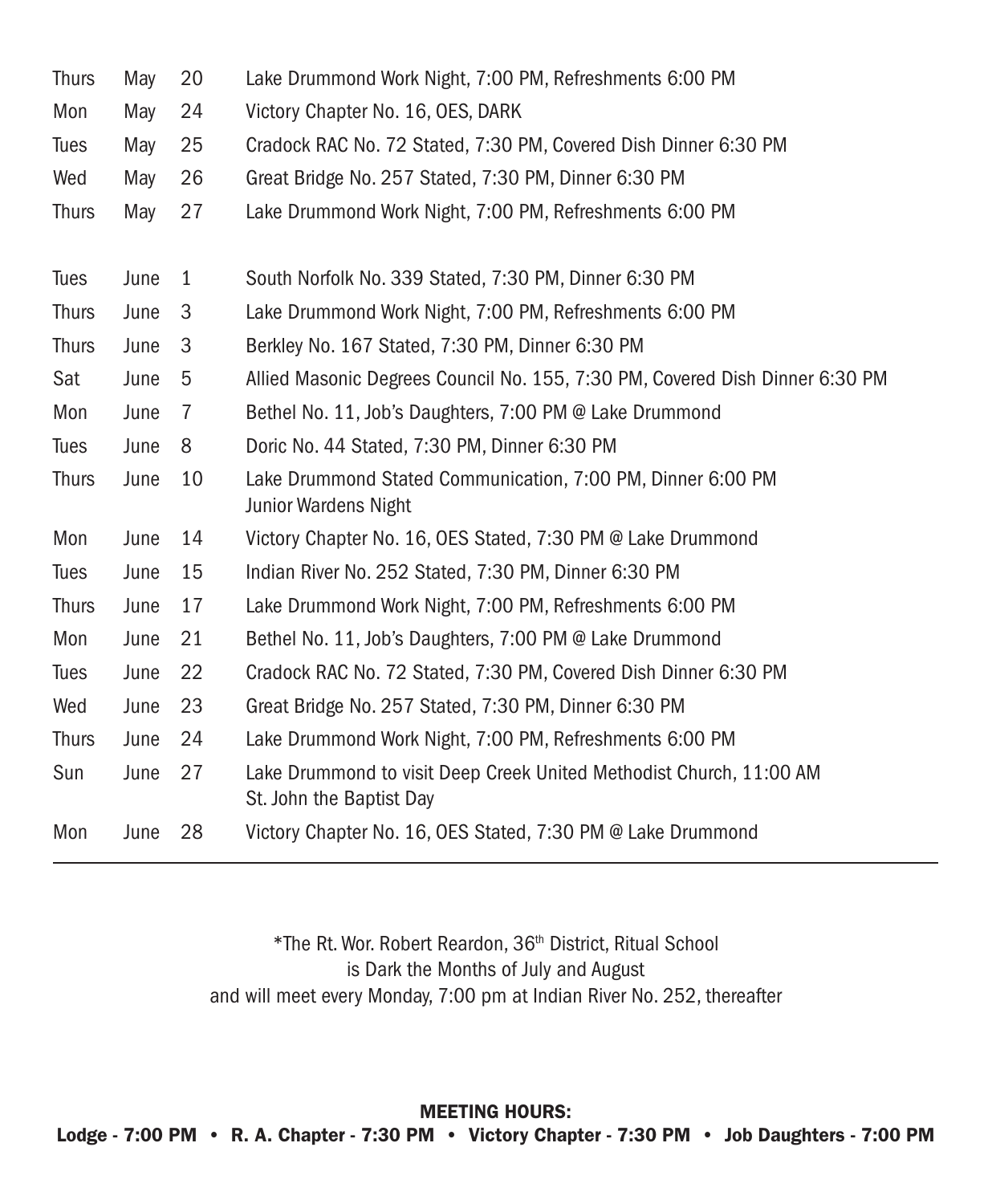| | | | |
|---|---|---|---|
| Thurs | May | 20 | Lake Drummond Work Night, 7:00 PM, Refreshments 6:00 PM |
| Mon | May | 24 | Victory Chapter No. 16, OES, DARK |
| Tues | May | 25 | Cradock RAC No. 72 Stated, 7:30 PM, Covered Dish Dinner 6:30 PM |
| Wed | May | 26 | Great Bridge No. 257 Stated, 7:30 PM, Dinner 6:30 PM |
| Thurs | May | 27 | Lake Drummond Work Night, 7:00 PM, Refreshments 6:00 PM |
| Tues | June | 1 | South Norfolk No. 339 Stated, 7:30 PM, Dinner 6:30 PM |
| Thurs | June | 3 | Lake Drummond Work Night, 7:00 PM, Refreshments 6:00 PM |
| Thurs | June | 3 | Berkley No. 167 Stated, 7:30 PM, Dinner 6:30 PM |
| Sat | June | 5 | Allied Masonic Degrees Council No. 155, 7:30 PM, Covered Dish Dinner 6:30 PM |
| Mon | June | 7 | Bethel No. 11, Job's Daughters, 7:00 PM @ Lake Drummond |
| Tues | June | 8 | Doric No. 44 Stated, 7:30 PM, Dinner 6:30 PM |
| Thurs | June | 10 | Lake Drummond Stated Communication, 7:00 PM, Dinner 6:00 PM Junior Wardens Night |
| Mon | June | 14 | Victory Chapter No. 16, OES Stated, 7:30 PM @ Lake Drummond |
| Tues | June | 15 | Indian River No. 252 Stated, 7:30 PM, Dinner 6:30 PM |
| Thurs | June | 17 | Lake Drummond Work Night, 7:00 PM, Refreshments 6:00 PM |
| Mon | June | 21 | Bethel No. 11, Job's Daughters, 7:00 PM @ Lake Drummond |
| Tues | June | 22 | Cradock RAC No. 72 Stated, 7:30 PM, Covered Dish Dinner 6:30 PM |
| Wed | June | 23 | Great Bridge No. 257 Stated, 7:30 PM, Dinner 6:30 PM |
| Thurs | June | 24 | Lake Drummond Work Night, 7:00 PM, Refreshments 6:00 PM |
| Sun | June | 27 | Lake Drummond to visit Deep Creek United Methodist Church, 11:00 AM St. John the Baptist Day |
| Mon | June | 28 | Victory Chapter No. 16, OES Stated, 7:30 PM @ Lake Drummond |

*The Rt. Wor. Robert Reardon, 36th District, Ritual School
is Dark the Months of July and August
and will meet every Monday, 7:00 pm at Indian River No. 252, thereafter

**MEETING HOURS:**
**Lodge - 7:00 PM • R. A. Chapter - 7:30 PM • Victory Chapter - 7:30 PM • Job Daughters - 7:00 PM**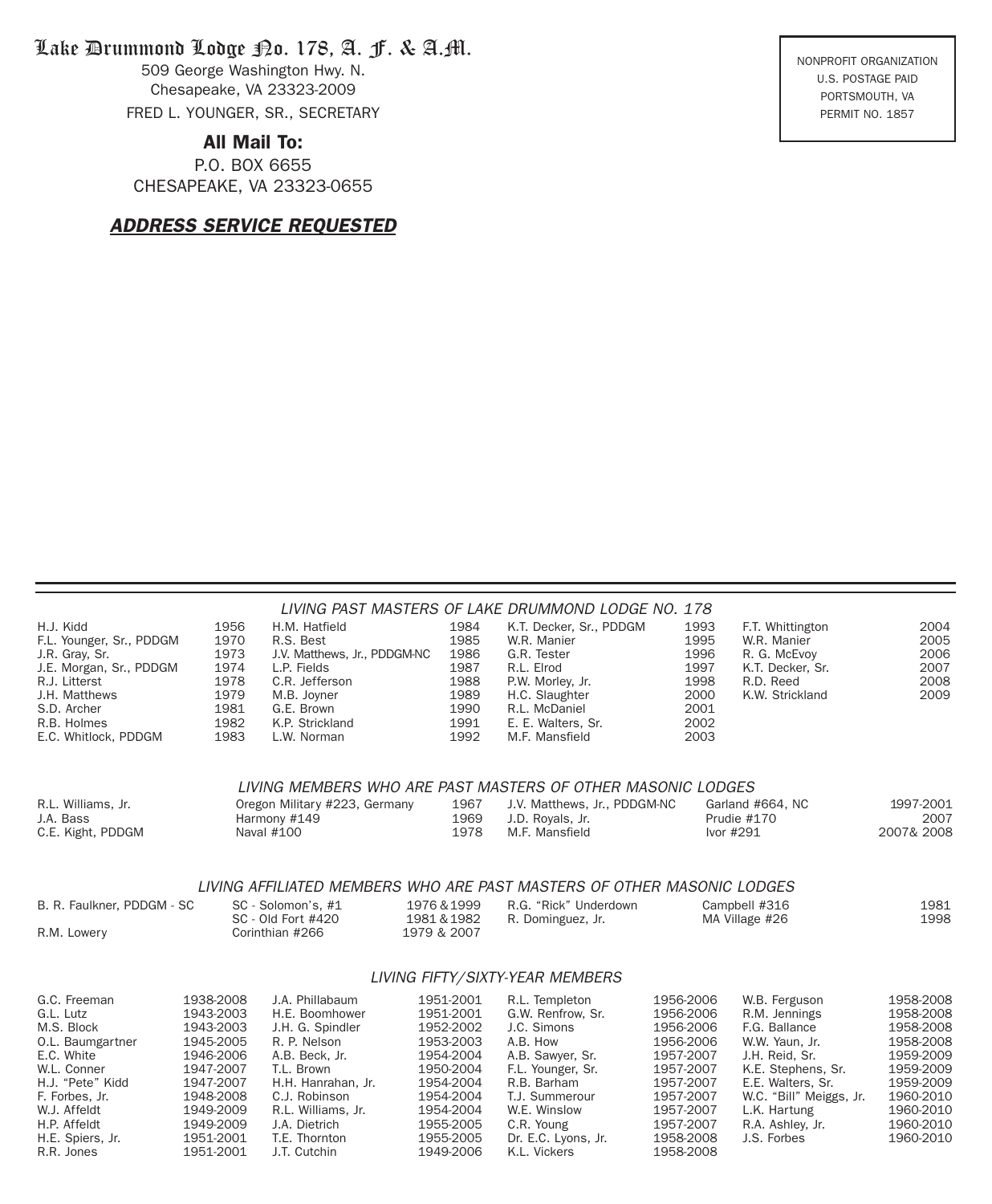# Lake Drummond Lodge No. 178, A. F. & A.M.

509 George Washington Hwy. N.
Chesapeake, VA 23323-2009
FRED L. YOUNGER, SR., SECRETARY

**All Mail To:**
P.O. BOX 6655
CHESAPEAKE, VA 23323-0655

***ADDRESS SERVICE REQUESTED***

NONPROFIT ORGANIZATION
U.S. POSTAGE PAID
PORTSMOUTH, VA
PERMIT NO. 1857

## *LIVING PAST MASTERS OF LAKE DRUMMOND LODGE NO. 178*

| | | | | | | | |
|---|---|---|---|---|---|---|---|
| H.J. Kidd | 1956 | H.M. Hatfield | 1984 | K.T. Decker, Sr., PDDGM | 1993 | F.T. Whittington | 2004 |
| F.L. Younger, Sr., PDDGM | 1970 | R.S. Best | 1985 | W.R. Manier | 1995 | W.R. Manier | 2005 |
| J.R. Gray, Sr. | 1973 | J.V. Matthews, Jr., PDDGM-NC | 1986 | G.R. Tester | 1996 | R. G. McEvoy | 2006 |
| J.E. Morgan, Sr., PDDGM | 1974 | L.P. Fields | 1987 | R.L. Elrod | 1997 | K.T. Decker, Sr. | 2007 |
| R.J. Litterst | 1978 | C.R. Jefferson | 1988 | P.W. Morley, Jr. | 1998 | R.D. Reed | 2008 |
| J.H. Matthews | 1979 | M.B. Joyner | 1989 | H.C. Slaughter | 2000 | K.W. Strickland | 2009 |
| S.D. Archer | 1981 | G.E. Brown | 1990 | R.L. McDaniel | 2001 | | |
| R.B. Holmes | 1982 | K.P. Strickland | 1991 | E. E. Walters, Sr. | 2002 | | |
| E.C. Whitlock, PDDGM | 1983 | L.W. Norman | 1992 | M.F. Mansfield | 2003 | | |

## *LIVING MEMBERS WHO ARE PAST MASTERS OF OTHER MASONIC LODGES*

| | | | | | |
|---|---|---|---|---|---|
| R.L. Williams, Jr. | Oregon Military #223, Germany | 1967 | J.V. Matthews, Jr., PDDGM-NC | Garland #664, NC | 1997-2001 |
| J.A. Bass | Harmony #149 | 1969 | J.D. Royals, Jr. | Prudie #170 | 2007 |
| C.E. Kight, PDDGM | Naval #100 | 1978 | M.F. Mansfield | Ivor #291 | 2007& 2008 |

## *LIVING AFFILIATED MEMBERS WHO ARE PAST MASTERS OF OTHER MASONIC LODGES*

| | | | | | |
|---|---|---|---|---|---|
| B. R. Faulkner, PDDGM - SC | SC - Solomon's, #1 | 1976 & 1999 | R.G. "Rick" Underdown | Campbell #316 | 1981 |
| | SC - Old Fort #420 | 1981 & 1982 | R. Dominguez, Jr. | MA Village #26 | 1998 |
| R.M. Lowery | Corinthian #266 | 1979 & 2007 | | | |

## *LIVING FIFTY/SIXTY-YEAR MEMBERS*

| | | | | | | | |
|---|---|---|---|---|---|---|---|
| G.C. Freeman | 1938-2008 | J.A. Phillabaum | 1951-2001 | R.L. Templeton | 1956-2006 | W.B. Ferguson | 1958-2008 |
| G.L. Lutz | 1943-2003 | H.E. Boomhower | 1951-2001 | G.W. Renfrow, Sr. | 1956-2006 | R.M. Jennings | 1958-2008 |
| M.S. Block | 1943-2003 | J.H. G. Spindler | 1952-2002 | J.C. Simons | 1956-2006 | F.G. Ballance | 1958-2008 |
| O.L. Baumgartner | 1945-2005 | R. P. Nelson | 1953-2003 | A.B. How | 1956-2006 | W.W. Yaun, Jr. | 1958-2008 |
| E.C. White | 1946-2006 | A.B. Beck, Jr. | 1954-2004 | A.B. Sawyer, Sr. | 1957-2007 | J.H. Reid, Sr. | 1959-2009 |
| W.L. Conner | 1947-2007 | T.L. Brown | 1950-2004 | F.L. Younger, Sr. | 1957-2007 | K.E. Stephens, Sr. | 1959-2009 |
| H.J. "Pete" Kidd | 1947-2007 | H.H. Hanrahan, Jr. | 1954-2004 | R.B. Barham | 1957-2007 | E.E. Walters, Sr. | 1959-2009 |
| F. Forbes, Jr. | 1948-2008 | C.J. Robinson | 1954-2004 | T.J. Summerour | 1957-2007 | W.C. "Bill" Meiggs, Jr. | 1960-2010 |
| W.J. Affeldt | 1949-2009 | R.L. Williams, Jr. | 1954-2004 | W.E. Winslow | 1957-2007 | L.K. Hartung | 1960-2010 |
| H.P. Affeldt | 1949-2009 | J.A. Dietrich | 1955-2005 | C.R. Young | 1957-2007 | R.A. Ashley, Jr. | 1960-2010 |
| H.E. Spiers, Jr. | 1951-2001 | T.E. Thornton | 1955-2005 | Dr. E.C. Lyons, Jr. | 1958-2008 | J.S. Forbes | 1960-2010 |
| R.R. Jones | 1951-2001 | J.T. Cutchin | 1949-2006 | K.L. Vickers | 1958-2008 | | |